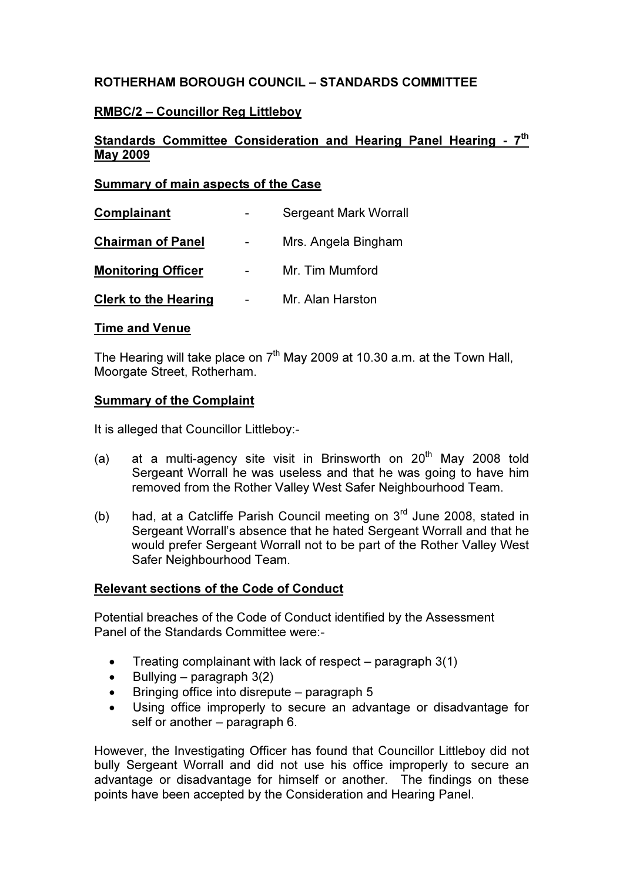**ROTHERHAM BOROUGH COUNCIL – STANDARDS COMMITTEE**

**RMBC/2 – Councillor Reg Littleboy**

**Standards Committee Consideration and Hearing Panel Hearing - 7th May 2009**

**Summary of main aspects of the Case**

| | | |
|---|---|---|
| **Complainant** | - | Sergeant Mark Worrall |
| **Chairman of Panel** | - | Mrs. Angela Bingham |
| **Monitoring Officer** | - | Mr. Tim Mumford |
| **Clerk to the Hearing** | - | Mr. Alan Harston |

**Time and Venue**

The Hearing will take place on 7th May 2009 at 10.30 a.m. at the Town Hall, Moorgate Street, Rotherham.

**Summary of the Complaint**

It is alleged that Councillor Littleboy:-

(a) at a multi-agency site visit in Brinsworth on 20th May 2008 told Sergeant Worrall he was useless and that he was going to have him removed from the Rother Valley West Safer Neighbourhood Team.

(b) had, at a Catcliffe Parish Council meeting on 3rd June 2008, stated in Sergeant Worrall's absence that he hated Sergeant Worrall and that he would prefer Sergeant Worrall not to be part of the Rother Valley West Safer Neighbourhood Team.

**Relevant sections of the Code of Conduct**

Potential breaches of the Code of Conduct identified by the Assessment Panel of the Standards Committee were:-

- Treating complainant with lack of respect – paragraph 3(1)
- Bullying – paragraph 3(2)
- Bringing office into disrepute – paragraph 5
- Using office improperly to secure an advantage or disadvantage for self or another – paragraph 6.

However, the Investigating Officer has found that Councillor Littleboy did not bully Sergeant Worrall and did not use his office improperly to secure an advantage or disadvantage for himself or another. The findings on these points have been accepted by the Consideration and Hearing Panel.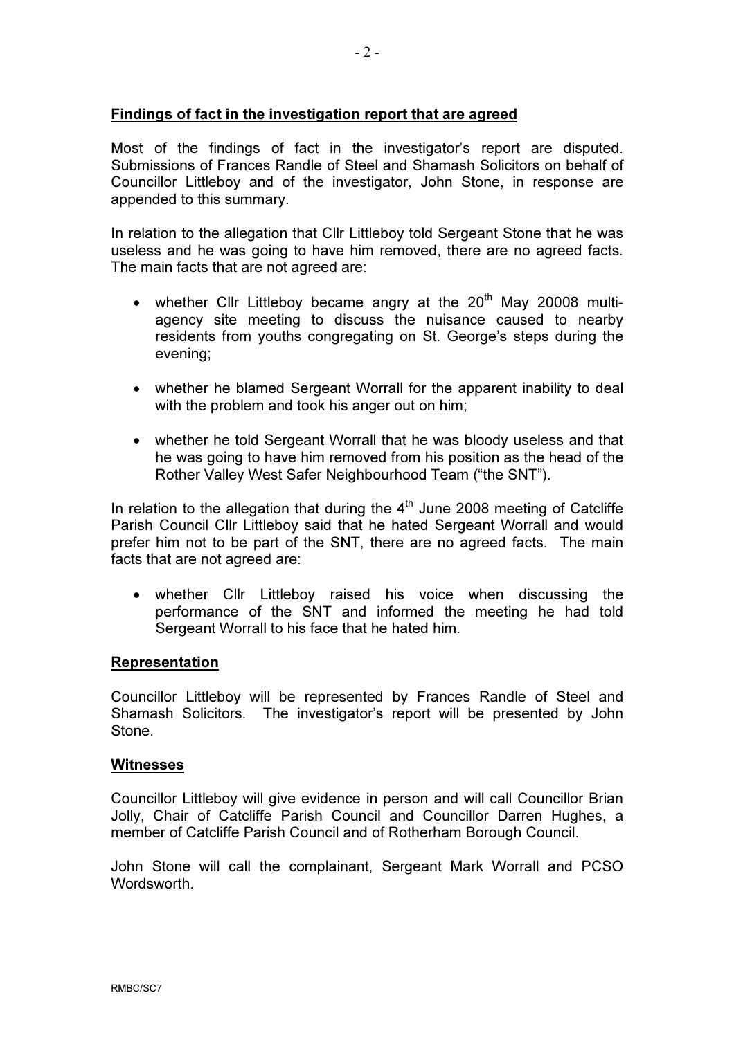## Findings of fact in the investigation report that are agreed

Most of the findings of fact in the investigator's report are disputed. Submissions of Frances Randle of Steel and Shamash Solicitors on behalf of Councillor Littleboy and of the investigator, John Stone, in response are appended to this summary.

In relation to the allegation that Cllr Littleboy told Sergeant Stone that he was useless and he was going to have him removed, there are no agreed facts. The main facts that are not agreed are:

- whether Cllr Littleboy became angry at the 20th May 20008 multi-agency site meeting to discuss the nuisance caused to nearby residents from youths congregating on St. George's steps during the evening;
- whether he blamed Sergeant Worrall for the apparent inability to deal with the problem and took his anger out on him;
- whether he told Sergeant Worrall that he was bloody useless and that he was going to have him removed from his position as the head of the Rother Valley West Safer Neighbourhood Team ("the SNT").

In relation to the allegation that during the 4th June 2008 meeting of Catcliffe Parish Council Cllr Littleboy said that he hated Sergeant Worrall and would prefer him not to be part of the SNT, there are no agreed facts. The main facts that are not agreed are:

- whether Cllr Littleboy raised his voice when discussing the performance of the SNT and informed the meeting he had told Sergeant Worrall to his face that he hated him.

## Representation

Councillor Littleboy will be represented by Frances Randle of Steel and Shamash Solicitors. The investigator's report will be presented by John Stone.

## Witnesses

Councillor Littleboy will give evidence in person and will call Councillor Brian Jolly, Chair of Catcliffe Parish Council and Councillor Darren Hughes, a member of Catcliffe Parish Council and of Rotherham Borough Council.

John Stone will call the complainant, Sergeant Mark Worrall and PCSO Wordsworth.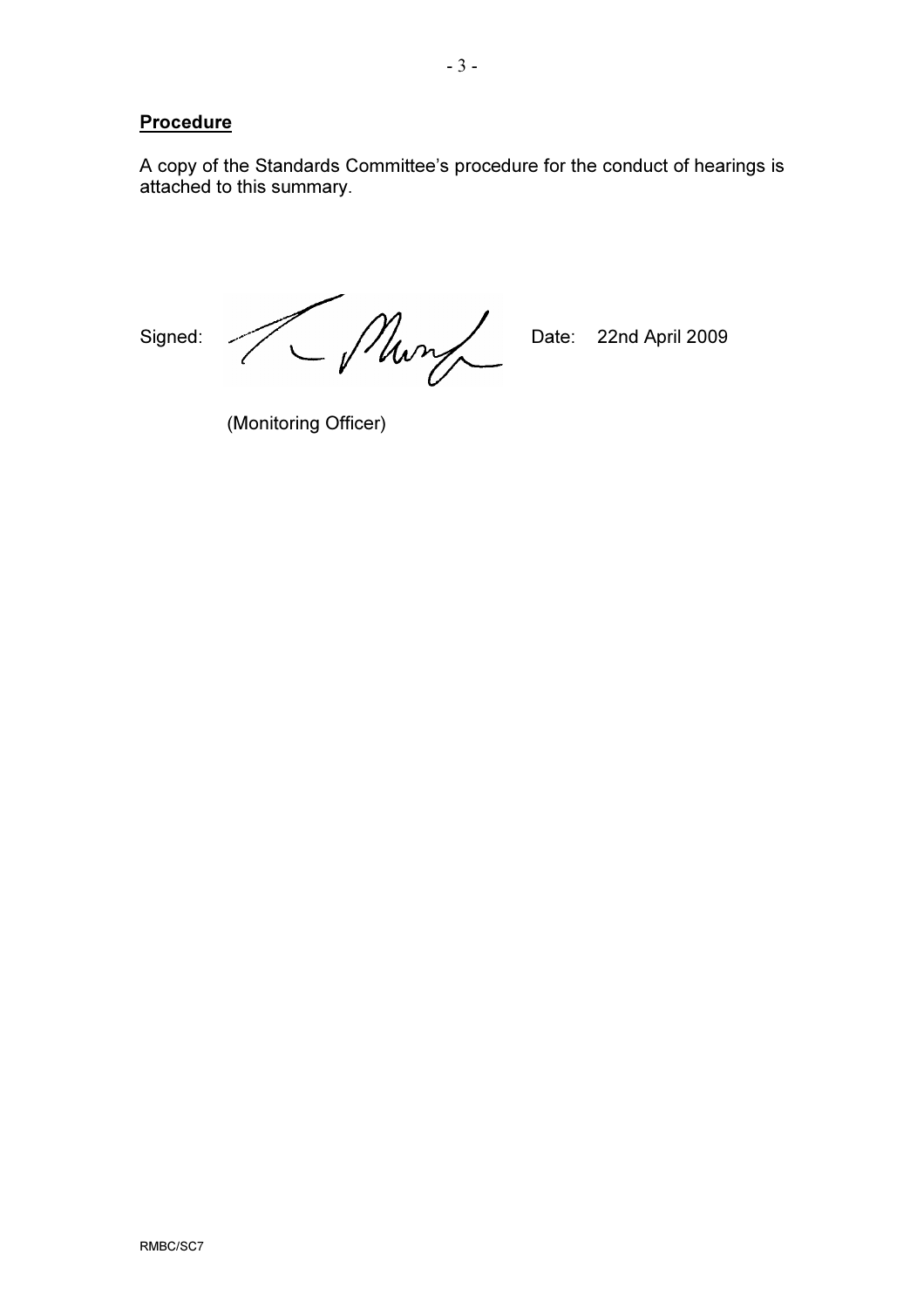## **Procedure**

A copy of the Standards Committee's procedure for the conduct of hearings is attached to this summary.

Signed: Date: 22nd April 2009

(Monitoring Officer)

RMBC/SC7